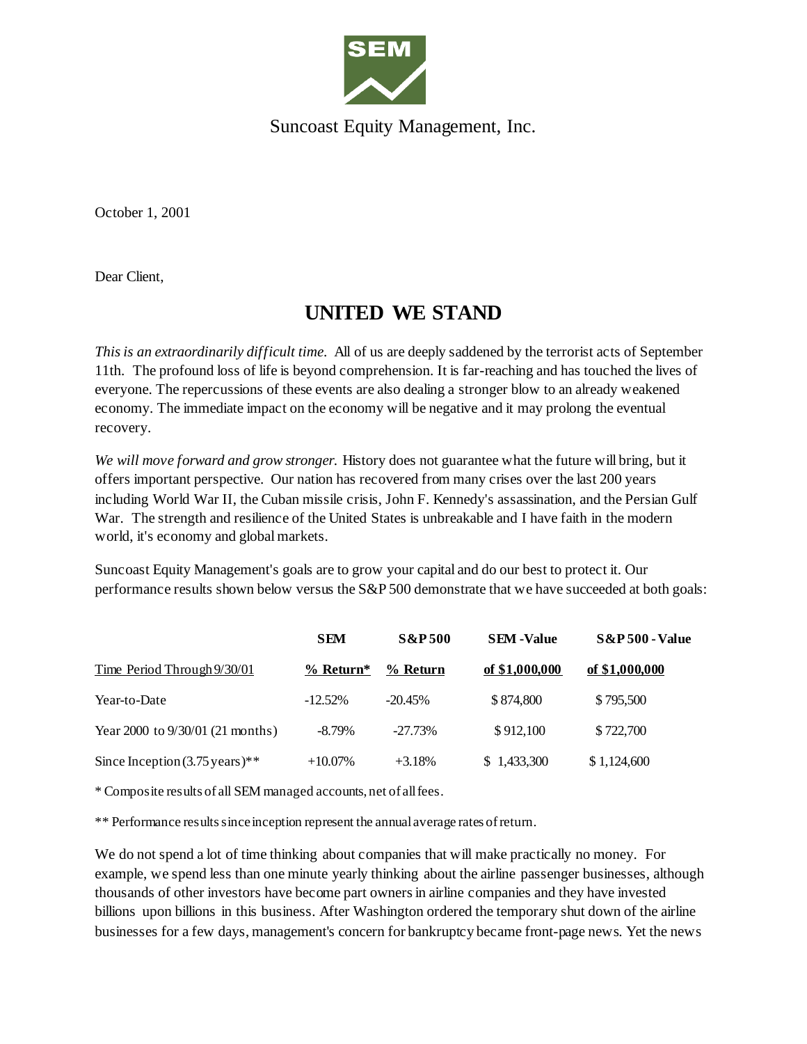SEM

Suncoast Equity Management, Inc.

October 1, 2001

Dear Client,

# UNITED WE STAND

*This is an extraordinarily difficult time.* All of us are deeply saddened by the terrorist acts of September 11th. The profound loss of life is beyond comprehension. It is far-reaching and has touched the lives of everyone. The repercussions of these events are also dealing a stronger blow to an already weakened economy. The immediate impact on the economy will be negative and it may prolong the eventual recovery.

*We will move forward and grow stronger.* History does not guarantee what the future will bring, but it offers important perspective. Our nation has recovered from many crises over the last 200 years including World War II, the Cuban missile crisis, John F. Kennedy's assassination, and the Persian Gulf War. The strength and resilience of the United States is unbreakable and I have faith in the modern world, it's economy and global markets.

Suncoast Equity Management's goals are to grow your capital and do our best to protect it. Our performance results shown below versus the S&P 500 demonstrate that we have succeeded at both goals:

| Time Period Through 9/30/01 | SEM % Return* | S&P 500 % Return | SEM - Value of $1,000,000 | S&P 500 - Value of $1,000,000 |
|---|---|---|---|---|
| Year-to-Date | -12.52% | -20.45% | $ 874,800 | $ 795,500 |
| Year 2000 to 9/30/01 (21 months) | -8.79% | -27.73% | $ 912,100 | $ 722,700 |
| Since Inception (3.75 years)** | +10.07% | +3.18% | $ 1,433,300 | $ 1,124,600 |

* Composite results of all SEM managed accounts, net of all fees.

** Performance results since inception represent the annual average rates of return.

We do not spend a lot of time thinking about companies that will make practically no money. For example, we spend less than one minute yearly thinking about the airline passenger businesses, although thousands of other investors have become part owners in airline companies and they have invested billions upon billions in this business. After Washington ordered the temporary shut down of the airline businesses for a few days, management's concern for bankruptcy became front-page news. Yet the news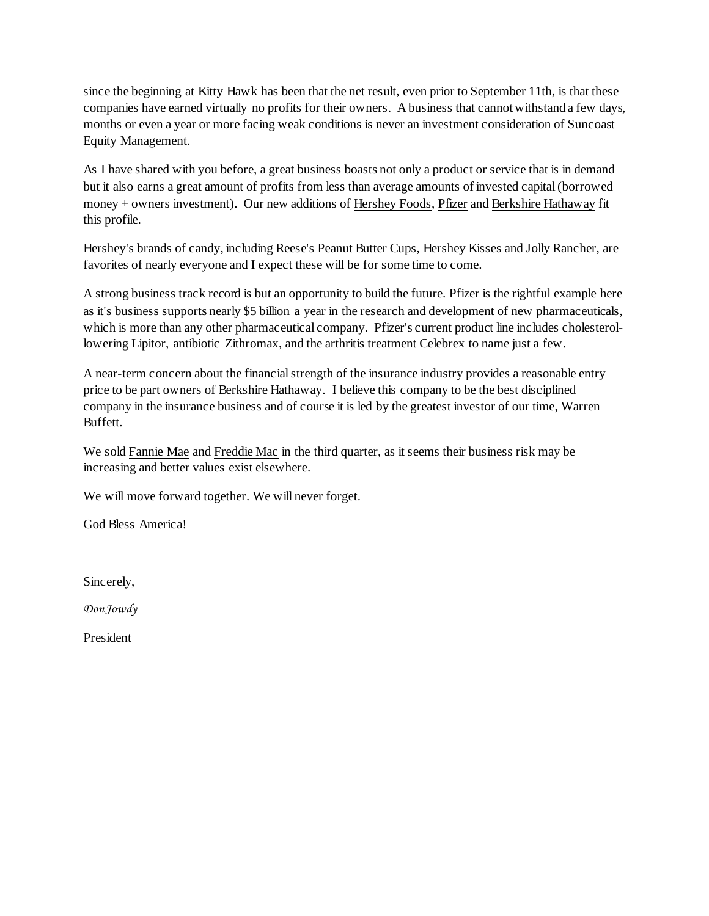since the beginning at Kitty Hawk has been that the net result, even prior to September 11th, is that these companies have earned virtually no profits for their owners. A business that cannot withstand a few days, months or even a year or more facing weak conditions is never an investment consideration of Suncoast Equity Management.

As I have shared with you before, a great business boasts not only a product or service that is in demand but it also earns a great amount of profits from less than average amounts of invested capital (borrowed money + owners investment). Our new additions of Hershey Foods, Pfizer and Berkshire Hathaway fit this profile.

Hershey's brands of candy, including Reese's Peanut Butter Cups, Hershey Kisses and Jolly Rancher, are favorites of nearly everyone and I expect these will be for some time to come.

A strong business track record is but an opportunity to build the future. Pfizer is the rightful example here as it's business supports nearly $5 billion a year in the research and development of new pharmaceuticals, which is more than any other pharmaceutical company. Pfizer's current product line includes cholesterol-lowering Lipitor, antibiotic Zithromax, and the arthritis treatment Celebrex to name just a few.

A near-term concern about the financial strength of the insurance industry provides a reasonable entry price to be part owners of Berkshire Hathaway. I believe this company to be the best disciplined company in the insurance business and of course it is led by the greatest investor of our time, Warren Buffett.

We sold Fannie Mae and Freddie Mac in the third quarter, as it seems their business risk may be increasing and better values exist elsewhere.

We will move forward together. We will never forget.

God Bless America!

Sincerely,

*Don Jowdy*

President